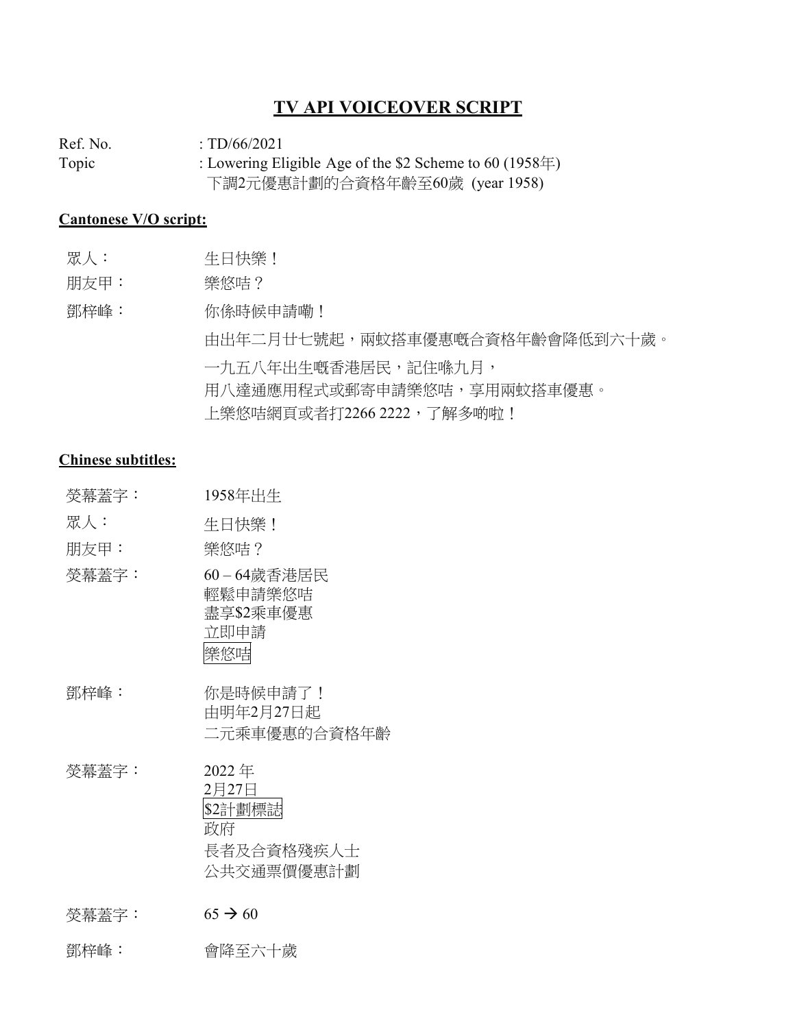# TV API VOICEOVER SCRIPT

Ref. No. : TD/66/2021

Topic : Lowering Eligible Age of the $2 Scheme to 60 (1958年)
下調2元優惠計劃的合資格年齡至60歲 (year 1958)

## Cantonese V/O script:

| | |
|---|---|
| 眾人： | 生日快樂！ |
| 朋友甲： | 樂悠咭？ |
| 鄧梓峰： | 你係時候申請嘞！<br>由出年二月廿七號起，兩蚊搭車優惠嘅合資格年齡會降低到六十歲。<br>一九五八年出生嘅香港居民，記住喺九月，<br>用八達通應用程式或郵寄申請樂悠咭，享用兩蚊搭車優惠。<br>上樂悠咭網頁或者打2266 2222，了解多啲啦！ |

## Chinese subtitles:

| | |
|---|---|
| 熒幕蓋字： | 1958年出生 |
| 眾人： | 生日快樂！ |
| 朋友甲： | 樂悠咭？ |
| 熒幕蓋字： | 60 – 64歲香港居民<br>輕鬆申請樂悠咭<br>盡享$2乘車優惠<br>立即申請<br>樂悠咭 |
| 鄧梓峰： | 你是時候申請了！<br>由明年2月27日起<br>二元乘車優惠的合資格年齡 |
| 熒幕蓋字： | 2022 年<br>2月27日<br>$2計劃標誌<br>政府<br>長者及合資格殘疾人士<br>公共交通票價優惠計劃 |
| 熒幕蓋字： | 65 → 60 |
| 鄧梓峰： | 會降至六十歲 |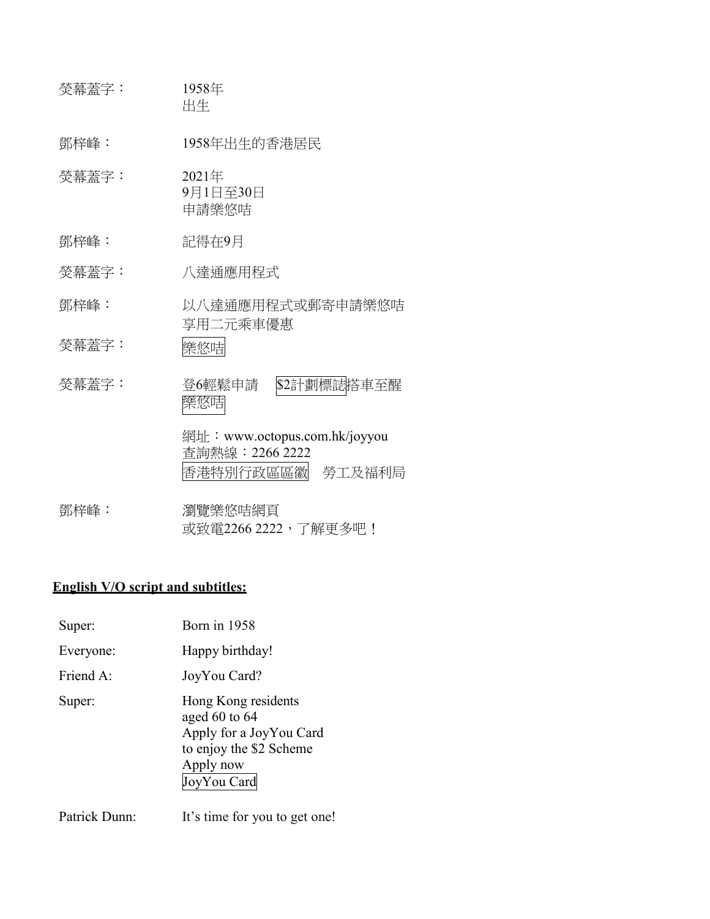| | |
|---|---|
| 熒幕蓋字： | 1958年<br>出生 |
| 鄧梓峰： | 1958年出生的香港居民 |
| 熒幕蓋字： | 2021年<br>9月1日至30日<br>申請樂悠咭 |
| 鄧梓峰： | 記得在9月 |
| 熒幕蓋字： | 八達通應用程式 |
| 鄧梓峰： | 以八達通應用程式或郵寄申請樂悠咭<br>享用二元乘車優惠 |
| 熒幕蓋字： | 樂悠咭 |
| 熒幕蓋字： | 登6輕鬆申請 \$2計劃標誌搭車至醒<br>樂悠咭<br><br>網址：www.octopus.com.hk/joyyou<br>查詢熱線：2266 2222<br>香港特別行政區區徽 勞工及福利局 |
| 鄧梓峰： | 瀏覽樂悠咭網頁<br>或致電2266 2222，了解更多吧！ |

**English V/O script and subtitles:**

| | |
|---|---|
| Super: | Born in 1958 |
| Everyone: | Happy birthday! |
| Friend A: | JoyYou Card? |
| Super: | Hong Kong residents<br>aged 60 to 64<br>Apply for a JoyYou Card<br>to enjoy the \$2 Scheme<br>Apply now<br>JoyYou Card |
| Patrick Dunn: | It's time for you to get one! |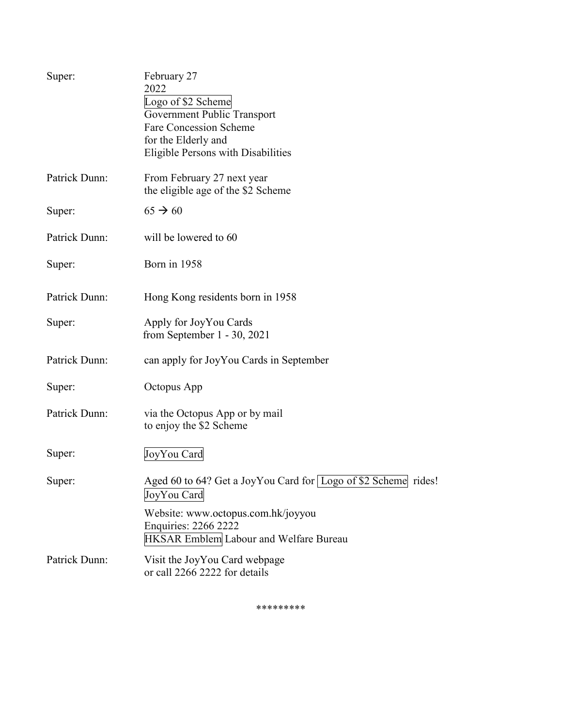| | |
|---|---|
| Super: | February 27<br>2022<br>Logo of $2 Scheme<br>Government Public Transport<br>Fare Concession Scheme<br>for the Elderly and<br>Eligible Persons with Disabilities |
| Patrick Dunn: | From February 27 next year<br>the eligible age of the $2 Scheme |
| Super: | 65 → 60 |
| Patrick Dunn: | will be lowered to 60 |
| Super: | Born in 1958 |
| Patrick Dunn: | Hong Kong residents born in 1958 |
| Super: | Apply for JoyYou Cards<br>from September 1 - 30, 2021 |
| Patrick Dunn: | can apply for JoyYou Cards in September |
| Super: | Octopus App |
| Patrick Dunn: | via the Octopus App or by mail<br>to enjoy the $2 Scheme |
| Super: | JoyYou Card |
| Super: | Aged 60 to 64? Get a JoyYou Card for Logo of $2 Scheme rides!<br>JoyYou Card<br><br>Website: www.octopus.com.hk/joyyou<br>Enquiries: 2266 2222<br>HKSAR Emblem Labour and Welfare Bureau |
| Patrick Dunn: | Visit the JoyYou Card webpage<br>or call 2266 2222 for details |

*********